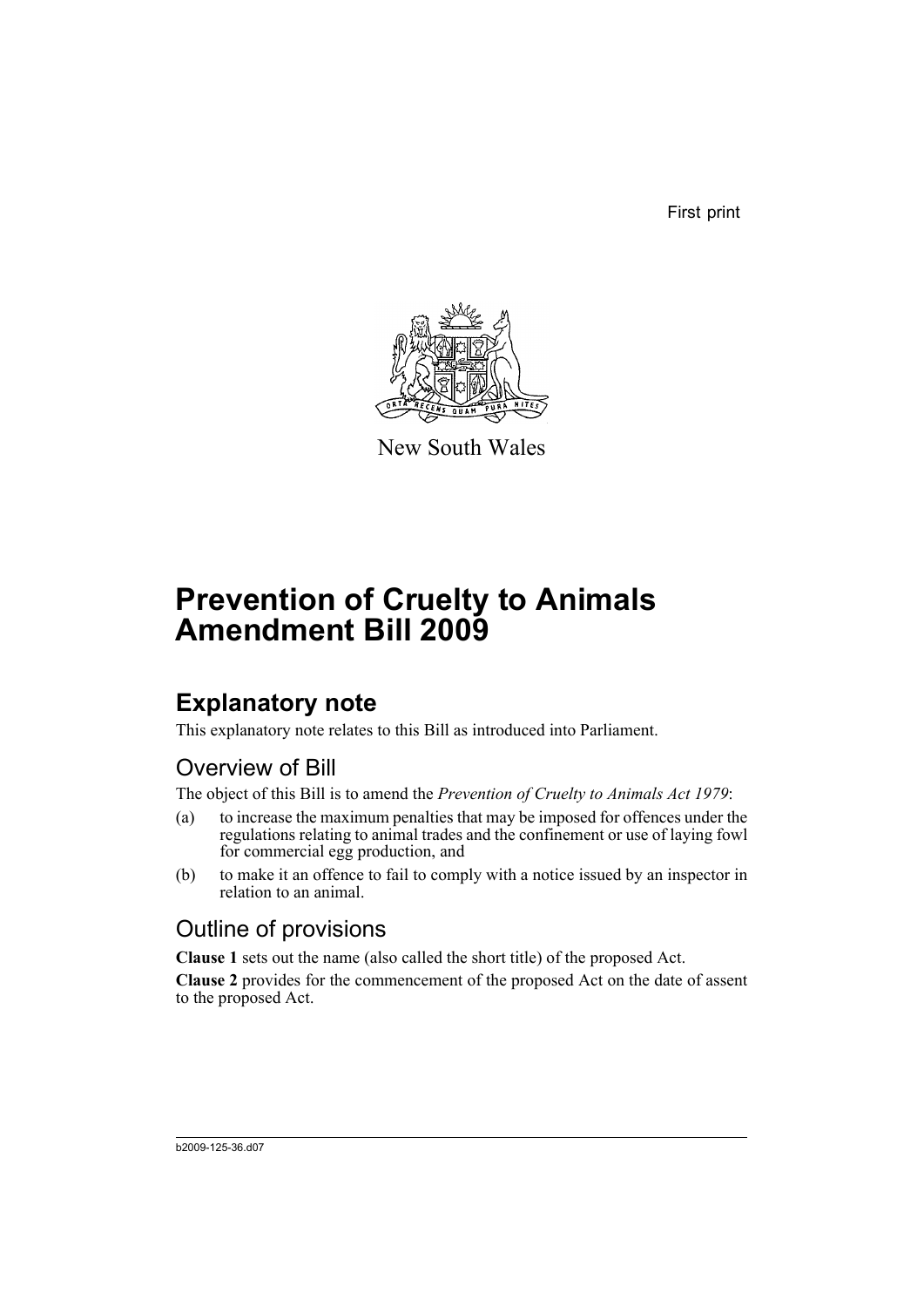First print

New South Wales

# Prevention of Cruelty to Animals Amendment Bill 2009

## Explanatory note

This explanatory note relates to this Bill as introduced into Parliament.

### Overview of Bill

The object of this Bill is to amend the *Prevention of Cruelty to Animals Act 1979*:

(a) to increase the maximum penalties that may be imposed for offences under the regulations relating to animal trades and the confinement or use of laying fowl for commercial egg production, and

(b) to make it an offence to fail to comply with a notice issued by an inspector in relation to an animal.

### Outline of provisions

**Clause 1** sets out the name (also called the short title) of the proposed Act.

**Clause 2** provides for the commencement of the proposed Act on the date of assent to the proposed Act.

b2009-125-36.d07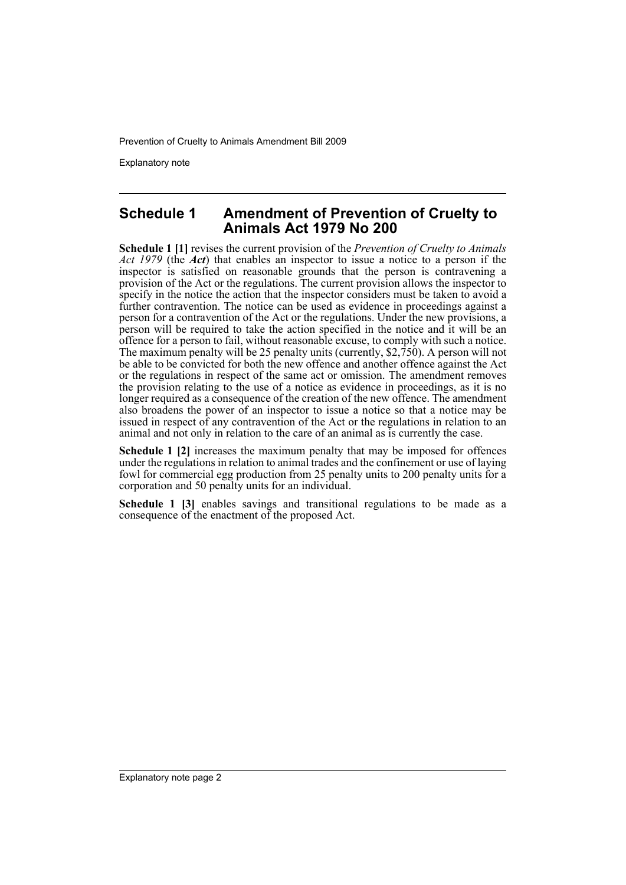## Schedule 1 Amendment of Prevention of Cruelty to Animals Act 1979 No 200

**Schedule 1 [1]** revises the current provision of the *Prevention of Cruelty to Animals Act 1979* (the ***Act***) that enables an inspector to issue a notice to a person if the inspector is satisfied on reasonable grounds that the person is contravening a provision of the Act or the regulations. The current provision allows the inspector to specify in the notice the action that the inspector considers must be taken to avoid a further contravention. The notice can be used as evidence in proceedings against a person for a contravention of the Act or the regulations. Under the new provisions, a person will be required to take the action specified in the notice and it will be an offence for a person to fail, without reasonable excuse, to comply with such a notice. The maximum penalty will be 25 penalty units (currently, $2,750). A person will not be able to be convicted for both the new offence and another offence against the Act or the regulations in respect of the same act or omission. The amendment removes the provision relating to the use of a notice as evidence in proceedings, as it is no longer required as a consequence of the creation of the new offence. The amendment also broadens the power of an inspector to issue a notice so that a notice may be issued in respect of any contravention of the Act or the regulations in relation to an animal and not only in relation to the care of an animal as is currently the case.

**Schedule 1 [2]** increases the maximum penalty that may be imposed for offences under the regulations in relation to animal trades and the confinement or use of laying fowl for commercial egg production from 25 penalty units to 200 penalty units for a corporation and 50 penalty units for an individual.

**Schedule 1 [3]** enables savings and transitional regulations to be made as a consequence of the enactment of the proposed Act.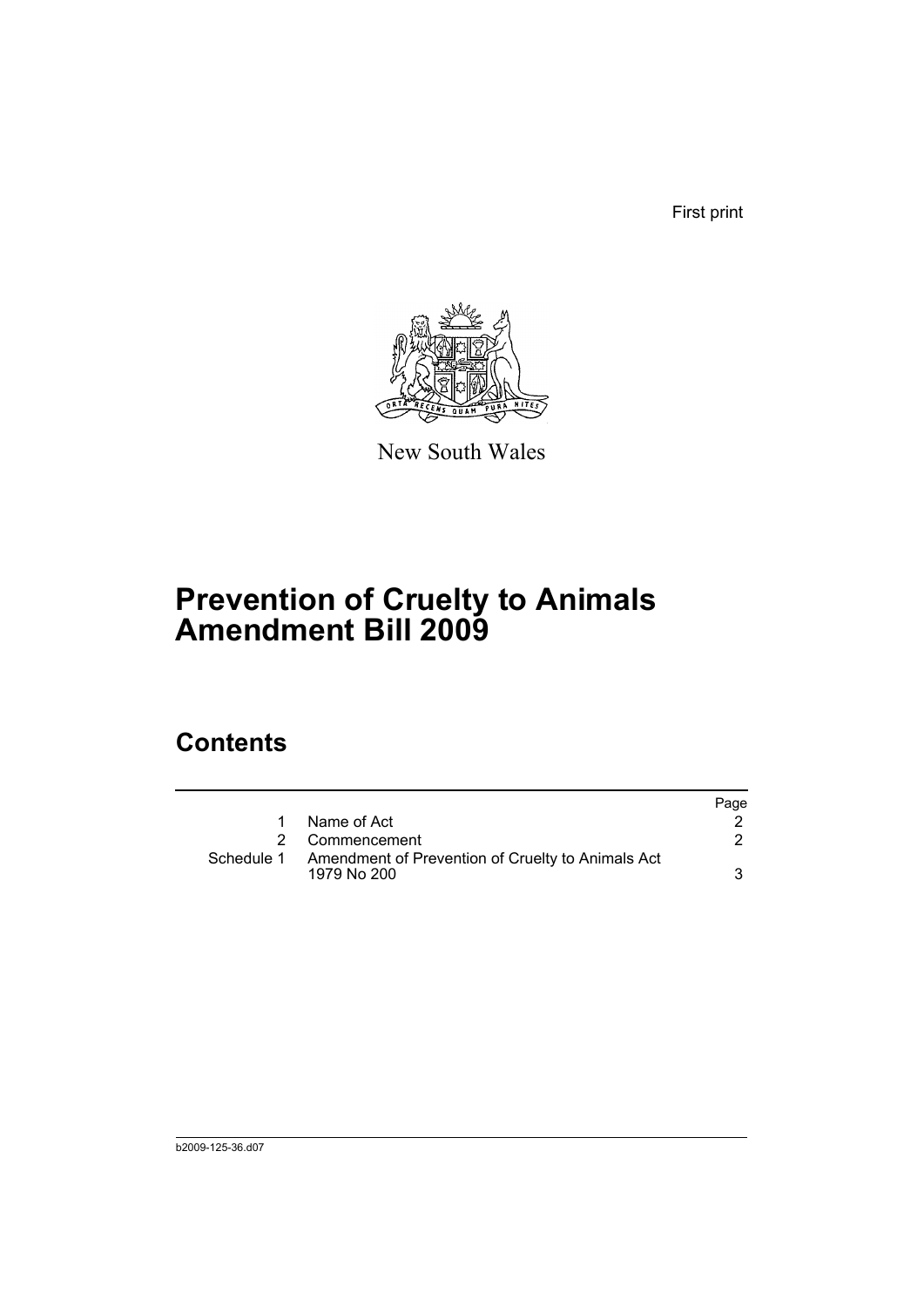First print

New South Wales

# Prevention of Cruelty to Animals Amendment Bill 2009

## Contents

| | | Page |
|---|---|---|
| 1 | Name of Act | 2 |
| 2 | Commencement | 2 |
| Schedule 1 | Amendment of Prevention of Cruelty to Animals Act 1979 No 200 | 3 |

b2009-125-36.d07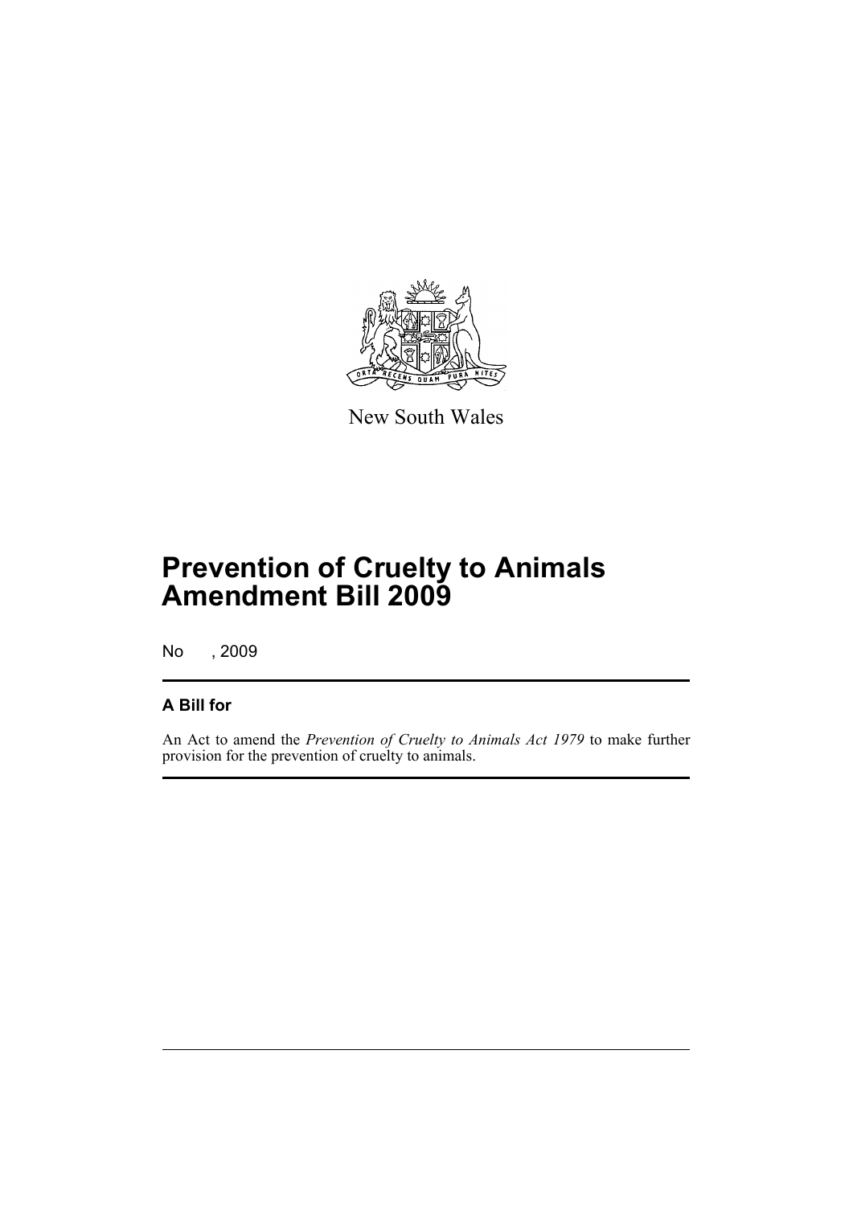New South Wales

# Prevention of Cruelty to Animals Amendment Bill 2009

No , 2009

## A Bill for

An Act to amend the *Prevention of Cruelty to Animals Act 1979* to make further provision for the prevention of cruelty to animals.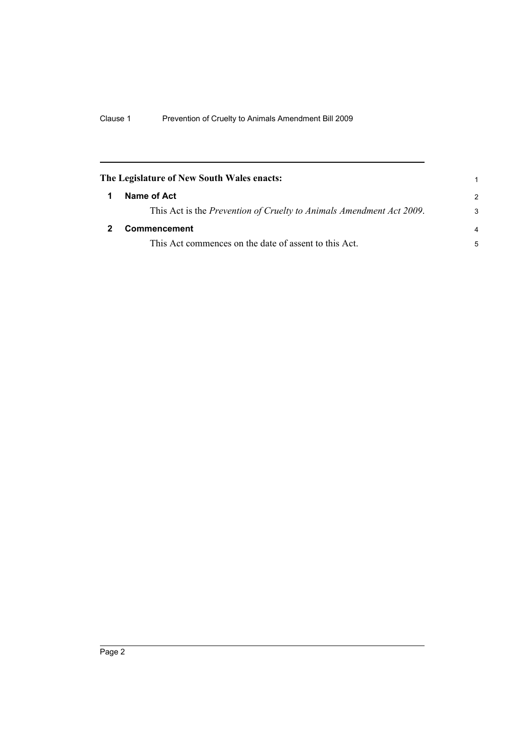**The Legislature of New South Wales enacts:**

## 1 Name of Act

This Act is the *Prevention of Cruelty to Animals Amendment Act 2009*.

## 2 Commencement

This Act commences on the date of assent to this Act.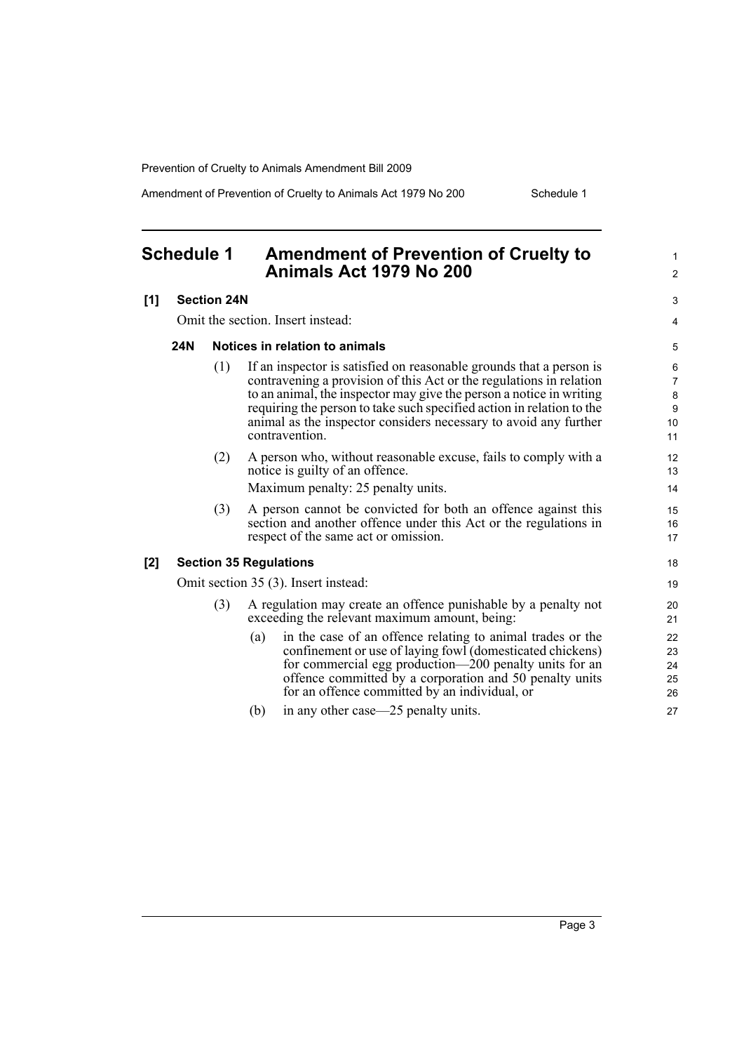## Schedule 1 Amendment of Prevention of Cruelty to Animals Act 1979 No 200

**[1] Section 24N**

Omit the section. Insert instead:

**24N Notices in relation to animals**

(1) If an inspector is satisfied on reasonable grounds that a person is contravening a provision of this Act or the regulations in relation to an animal, the inspector may give the person a notice in writing requiring the person to take such specified action in relation to the animal as the inspector considers necessary to avoid any further contravention.

(2) A person who, without reasonable excuse, fails to comply with a notice is guilty of an offence.

Maximum penalty: 25 penalty units.

(3) A person cannot be convicted for both an offence against this section and another offence under this Act or the regulations in respect of the same act or omission.

**[2] Section 35 Regulations**

Omit section 35 (3). Insert instead:

(3) A regulation may create an offence punishable by a penalty not exceeding the relevant maximum amount, being:

(a) in the case of an offence relating to animal trades or the confinement or use of laying fowl (domesticated chickens) for commercial egg production—200 penalty units for an offence committed by a corporation and 50 penalty units for an offence committed by an individual, or

(b) in any other case—25 penalty units.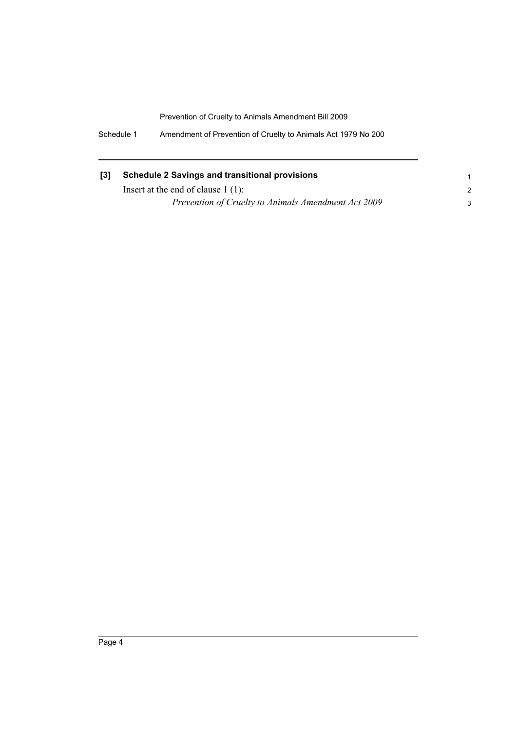**[3] Schedule 2 Savings and transitional provisions**

Insert at the end of clause 1 (1):

*Prevention of Cruelty to Animals Amendment Act 2009*